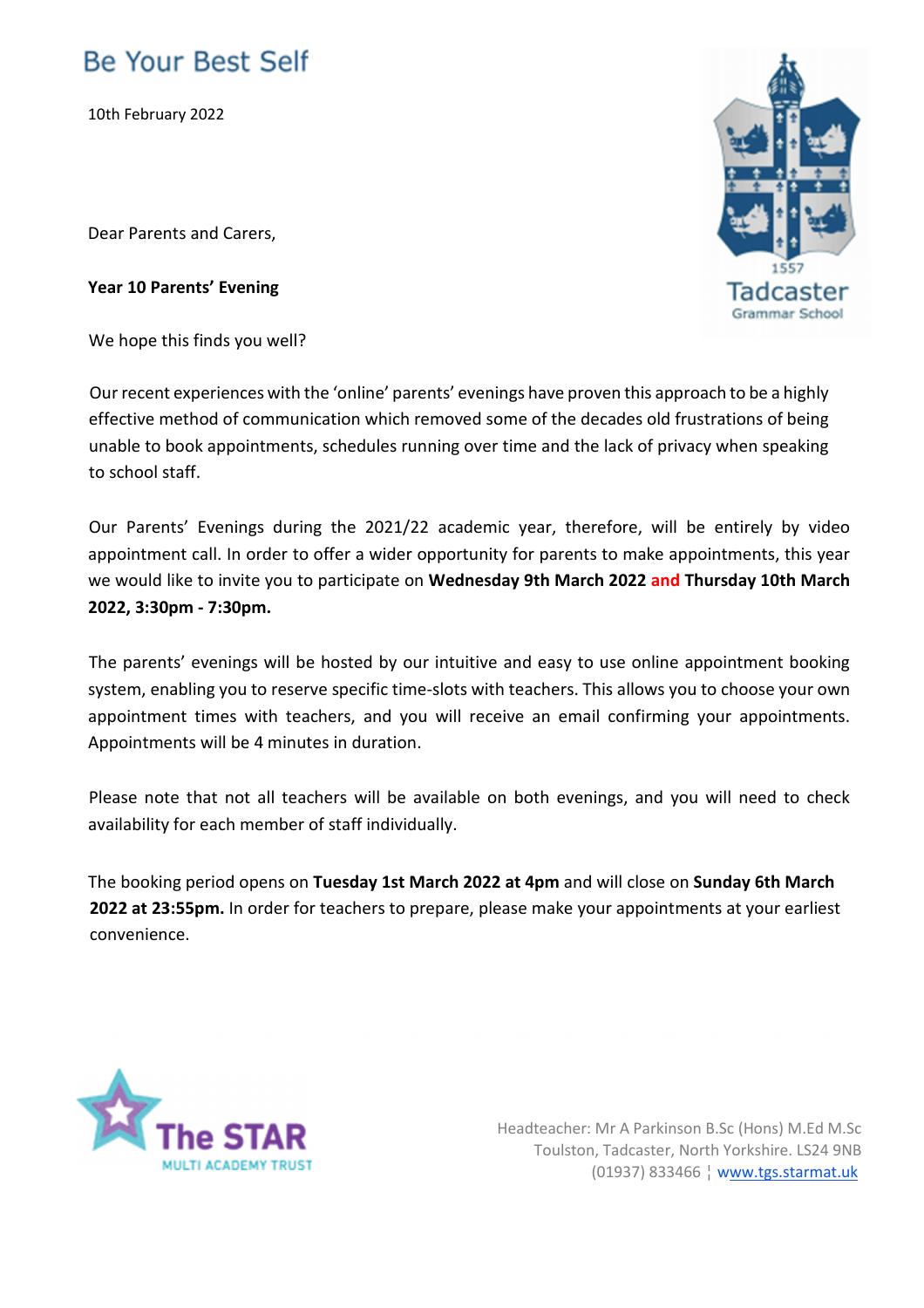# Be Your Best Self

10th February 2022

Dear Parents and Carers,

**Year 10 Parents' Evening**

We hope this finds you well?

Our recent experiences with the 'online' parents' evenings have proven this approach to be a highly effective method of communication which removed some of the decades old frustrations of being unable to book appointments, schedules running over time and the lack of privacy when speaking to school staff.

Our Parents' Evenings during the 2021/22 academic year, therefore, will be entirely by video appointment call. In order to offer a wider opportunity for parents to make appointments, this year we would like to invite you to participate on **Wednesday 9th March 2022** and **Thursday 10th March 2022, 3:30pm - 7:30pm.**

The parents' evenings will be hosted by our intuitive and easy to use online appointment booking system, enabling you to reserve specific time-slots with teachers. This allows you to choose your own appointment times with teachers, and you will receive an email confirming your appointments. Appointments will be 4 minutes in duration.

Please note that not all teachers will be available on both evenings, and you will need to check availability for each member of staff individually.

The booking period opens on **Tuesday 1st March 2022 at 4pm** and will close on **Sunday 6th March 2022 at 23:55pm.** In order for teachers to prepare, please make your appointments at your earliest convenience.

Headteacher: Mr A Parkinson B.Sc (Hons) M.Ed M.Sc
Toulston, Tadcaster, North Yorkshire. LS24 9NB
(01937) 833466 ¦ www.tgs.starmat.uk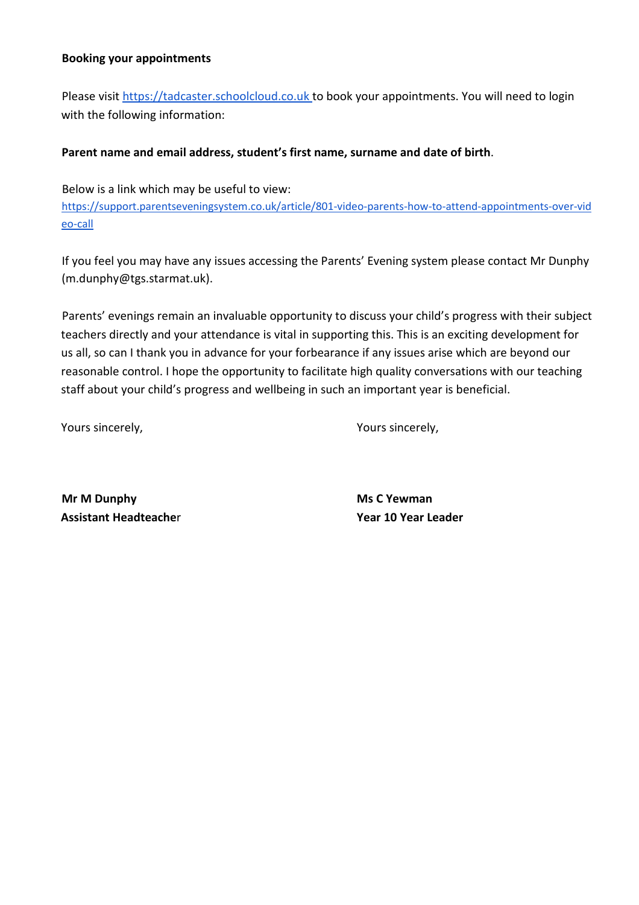**Booking your appointments**

Please visit https://tadcaster.schoolcloud.co.uk to book your appointments. You will need to login with the following information:

**Parent name and email address, student's first name, surname and date of birth**.

Below is a link which may be useful to view:
https://support.parentseveningsystem.co.uk/article/801-video-parents-how-to-attend-appointments-over-video-call

If you feel you may have any issues accessing the Parents' Evening system please contact Mr Dunphy (m.dunphy@tgs.starmat.uk).

Parents' evenings remain an invaluable opportunity to discuss your child's progress with their subject teachers directly and your attendance is vital in supporting this. This is an exciting development for us all, so can I thank you in advance for your forbearance if any issues arise which are beyond our reasonable control. I hope the opportunity to facilitate high quality conversations with our teaching staff about your child's progress and wellbeing in such an important year is beneficial.

Yours sincerely,

**Mr M Dunphy**
**Assistant Headteacher**

Yours sincerely,

**Ms C Yewman**
**Year 10 Year Leader**